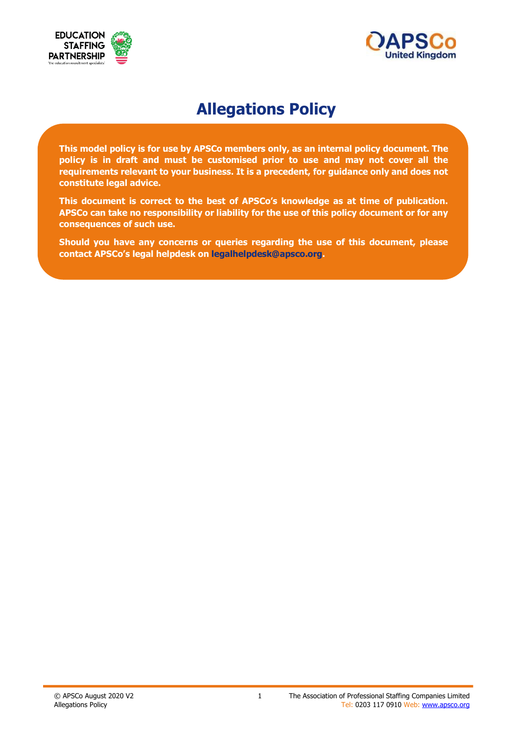# Allegations Policy

**This model policy is for use by APSCo members only, as an internal policy document. The policy is in draft and must be customised prior to use and may not cover all the requirements relevant to your business. It is a precedent, for guidance only and does not constitute legal advice.**

**This document is correct to the best of APSCo's knowledge as at time of publication. APSCo can take no responsibility or liability for the use of this policy document or for any consequences of such use.**

**Should you have any concerns or queries regarding the use of this document, please contact APSCo's legal helpdesk on legalhelpdesk@apsco.org.**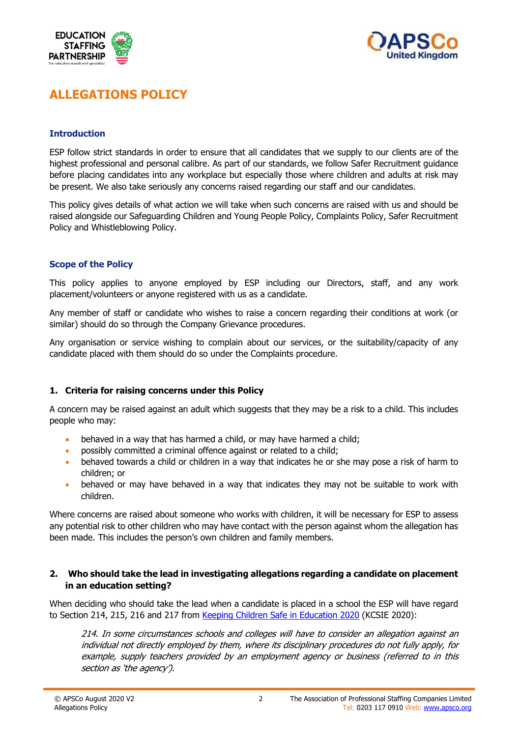# ALLEGATIONS POLICY

## Introduction

ESP follow strict standards in order to ensure that all candidates that we supply to our clients are of the highest professional and personal calibre. As part of our standards, we follow Safer Recruitment guidance before placing candidates into any workplace but especially those where children and adults at risk may be present. We also take seriously any concerns raised regarding our staff and our candidates.

This policy gives details of what action we will take when such concerns are raised with us and should be raised alongside our Safeguarding Children and Young People Policy, Complaints Policy, Safer Recruitment Policy and Whistleblowing Policy.

## Scope of the Policy

This policy applies to anyone employed by ESP including our Directors, staff, and any work placement/volunteers or anyone registered with us as a candidate.

Any member of staff or candidate who wishes to raise a concern regarding their conditions at work (or similar) should do so through the Company Grievance procedures.

Any organisation or service wishing to complain about our services, or the suitability/capacity of any candidate placed with them should do so under the Complaints procedure.

### 1. Criteria for raising concerns under this Policy

A concern may be raised against an adult which suggests that they may be a risk to a child. This includes people who may:

- behaved in a way that has harmed a child, or may have harmed a child;
- possibly committed a criminal offence against or related to a child;
- behaved towards a child or children in a way that indicates he or she may pose a risk of harm to children; or
- behaved or may have behaved in a way that indicates they may not be suitable to work with children.

Where concerns are raised about someone who works with children, it will be necessary for ESP to assess any potential risk to other children who may have contact with the person against whom the allegation has been made. This includes the person's own children and family members.

### 2. Who should take the lead in investigating allegations regarding a candidate on placement in an education setting?

When deciding who should take the lead when a candidate is placed in a school the ESP will have regard to Section 214, 215, 216 and 217 from Keeping Children Safe in Education 2020 (KCSIE 2020):

> *214. In some circumstances schools and colleges will have to consider an allegation against an individual not directly employed by them, where its disciplinary procedures do not fully apply, for example, supply teachers provided by an employment agency or business (referred to in this section as 'the agency').*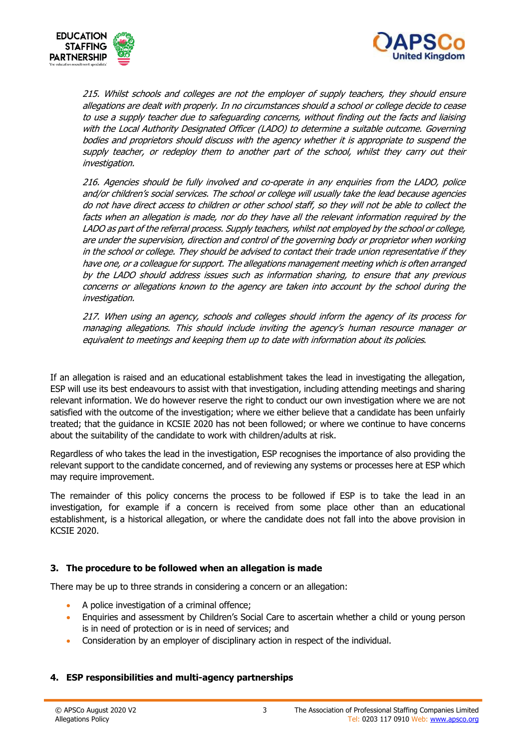*215. Whilst schools and colleges are not the employer of supply teachers, they should ensure allegations are dealt with properly. In no circumstances should a school or college decide to cease to use a supply teacher due to safeguarding concerns, without finding out the facts and liaising with the Local Authority Designated Officer (LADO) to determine a suitable outcome. Governing bodies and proprietors should discuss with the agency whether it is appropriate to suspend the supply teacher, or redeploy them to another part of the school, whilst they carry out their investigation.*

*216. Agencies should be fully involved and co-operate in any enquiries from the LADO, police and/or children's social services. The school or college will usually take the lead because agencies do not have direct access to children or other school staff, so they will not be able to collect the facts when an allegation is made, nor do they have all the relevant information required by the LADO as part of the referral process. Supply teachers, whilst not employed by the school or college, are under the supervision, direction and control of the governing body or proprietor when working in the school or college. They should be advised to contact their trade union representative if they have one, or a colleague for support. The allegations management meeting which is often arranged by the LADO should address issues such as information sharing, to ensure that any previous concerns or allegations known to the agency are taken into account by the school during the investigation.*

*217. When using an agency, schools and colleges should inform the agency of its process for managing allegations. This should include inviting the agency's human resource manager or equivalent to meetings and keeping them up to date with information about its policies.*

If an allegation is raised and an educational establishment takes the lead in investigating the allegation, ESP will use its best endeavours to assist with that investigation, including attending meetings and sharing relevant information. We do however reserve the right to conduct our own investigation where we are not satisfied with the outcome of the investigation; where we either believe that a candidate has been unfairly treated; that the guidance in KCSIE 2020 has not been followed; or where we continue to have concerns about the suitability of the candidate to work with children/adults at risk.

Regardless of who takes the lead in the investigation, ESP recognises the importance of also providing the relevant support to the candidate concerned, and of reviewing any systems or processes here at ESP which may require improvement.

The remainder of this policy concerns the process to be followed if ESP is to take the lead in an investigation, for example if a concern is received from some place other than an educational establishment, is a historical allegation, or where the candidate does not fall into the above provision in KCSIE 2020.

## 3. The procedure to be followed when an allegation is made

There may be up to three strands in considering a concern or an allegation:

- A police investigation of a criminal offence;
- Enquiries and assessment by Children's Social Care to ascertain whether a child or young person is in need of protection or is in need of services; and
- Consideration by an employer of disciplinary action in respect of the individual.

## 4. ESP responsibilities and multi-agency partnerships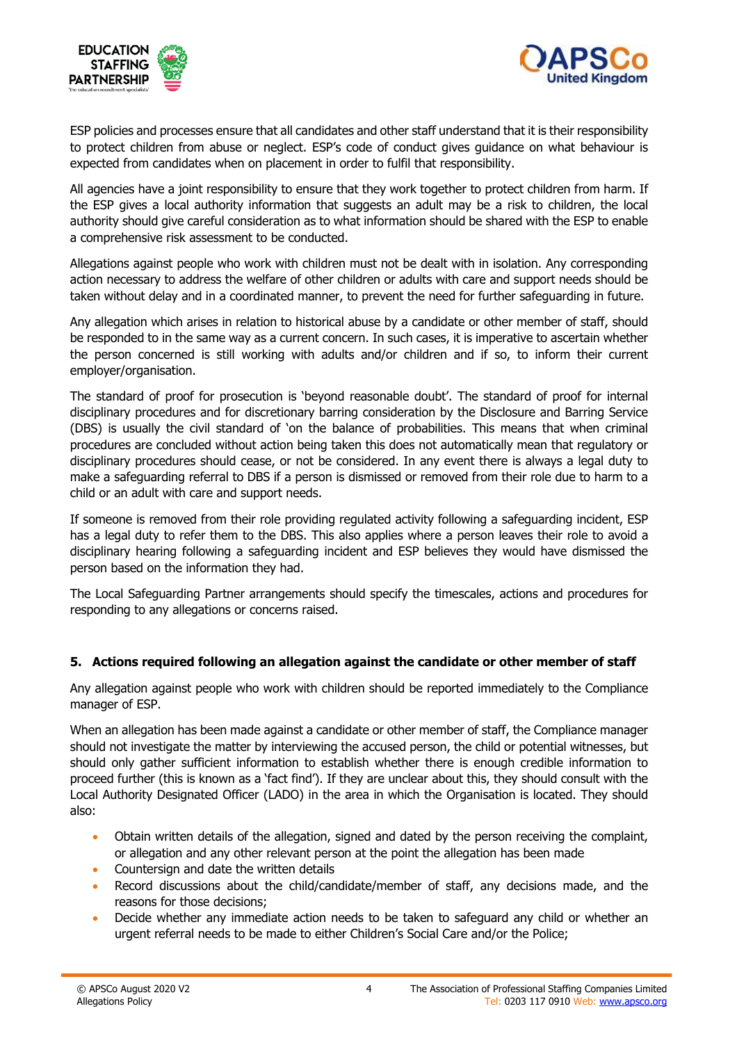ESP policies and processes ensure that all candidates and other staff understand that it is their responsibility to protect children from abuse or neglect. ESP's code of conduct gives guidance on what behaviour is expected from candidates when on placement in order to fulfil that responsibility.

All agencies have a joint responsibility to ensure that they work together to protect children from harm. If the ESP gives a local authority information that suggests an adult may be a risk to children, the local authority should give careful consideration as to what information should be shared with the ESP to enable a comprehensive risk assessment to be conducted.

Allegations against people who work with children must not be dealt with in isolation. Any corresponding action necessary to address the welfare of other children or adults with care and support needs should be taken without delay and in a coordinated manner, to prevent the need for further safeguarding in future.

Any allegation which arises in relation to historical abuse by a candidate or other member of staff, should be responded to in the same way as a current concern. In such cases, it is imperative to ascertain whether the person concerned is still working with adults and/or children and if so, to inform their current employer/organisation.

The standard of proof for prosecution is 'beyond reasonable doubt'. The standard of proof for internal disciplinary procedures and for discretionary barring consideration by the Disclosure and Barring Service (DBS) is usually the civil standard of 'on the balance of probabilities. This means that when criminal procedures are concluded without action being taken this does not automatically mean that regulatory or disciplinary procedures should cease, or not be considered. In any event there is always a legal duty to make a safeguarding referral to DBS if a person is dismissed or removed from their role due to harm to a child or an adult with care and support needs.

If someone is removed from their role providing regulated activity following a safeguarding incident, ESP has a legal duty to refer them to the DBS. This also applies where a person leaves their role to avoid a disciplinary hearing following a safeguarding incident and ESP believes they would have dismissed the person based on the information they had.

The Local Safeguarding Partner arrangements should specify the timescales, actions and procedures for responding to any allegations or concerns raised.

## 5. Actions required following an allegation against the candidate or other member of staff

Any allegation against people who work with children should be reported immediately to the Compliance manager of ESP.

When an allegation has been made against a candidate or other member of staff, the Compliance manager should not investigate the matter by interviewing the accused person, the child or potential witnesses, but should only gather sufficient information to establish whether there is enough credible information to proceed further (this is known as a 'fact find'). If they are unclear about this, they should consult with the Local Authority Designated Officer (LADO) in the area in which the Organisation is located. They should also:

- Obtain written details of the allegation, signed and dated by the person receiving the complaint, or allegation and any other relevant person at the point the allegation has been made
- Countersign and date the written details
- Record discussions about the child/candidate/member of staff, any decisions made, and the reasons for those decisions;
- Decide whether any immediate action needs to be taken to safeguard any child or whether an urgent referral needs to be made to either Children's Social Care and/or the Police;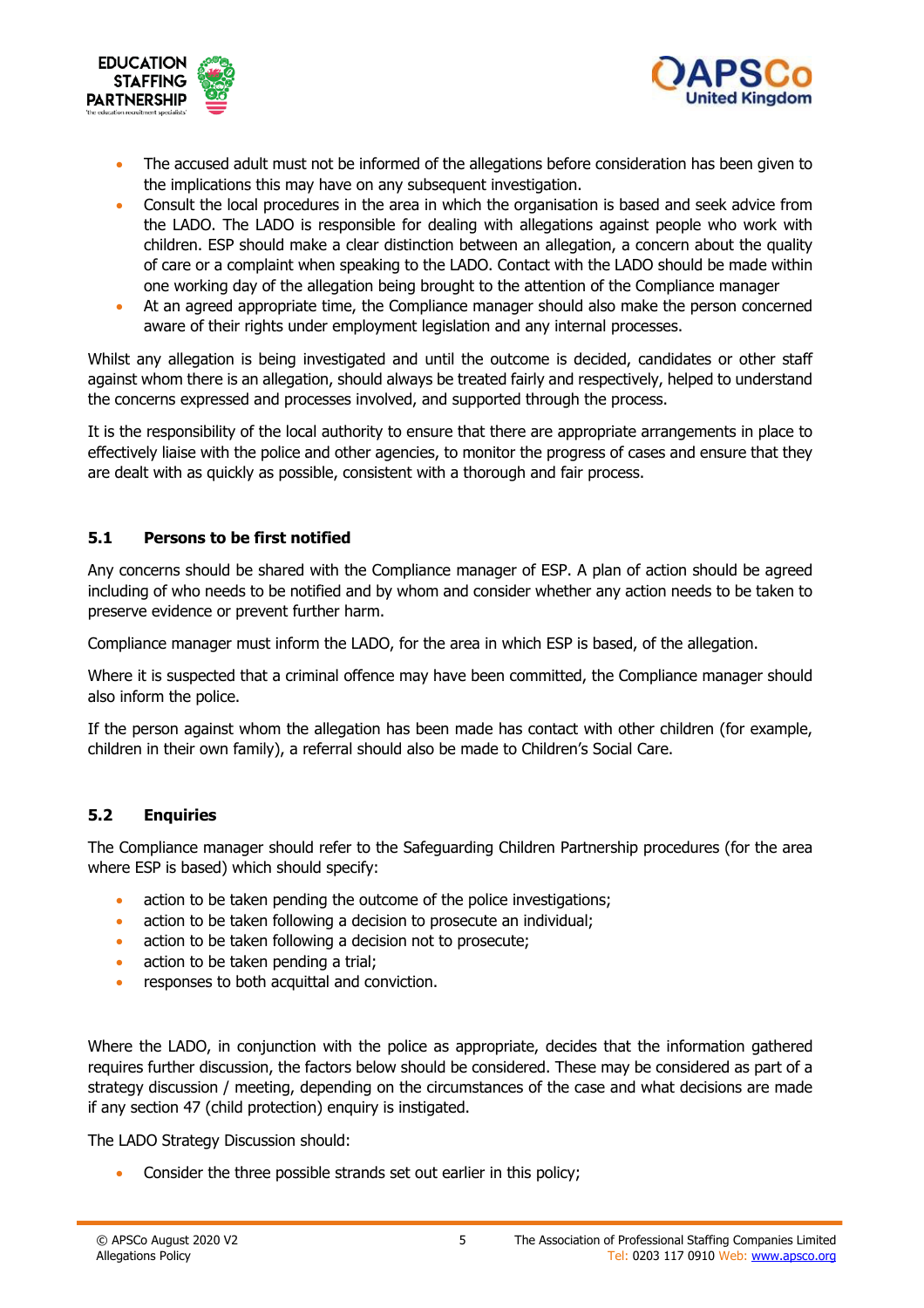- The accused adult must not be informed of the allegations before consideration has been given to the implications this may have on any subsequent investigation.
- Consult the local procedures in the area in which the organisation is based and seek advice from the LADO. The LADO is responsible for dealing with allegations against people who work with children. ESP should make a clear distinction between an allegation, a concern about the quality of care or a complaint when speaking to the LADO. Contact with the LADO should be made within one working day of the allegation being brought to the attention of the Compliance manager
- At an agreed appropriate time, the Compliance manager should also make the person concerned aware of their rights under employment legislation and any internal processes.

Whilst any allegation is being investigated and until the outcome is decided, candidates or other staff against whom there is an allegation, should always be treated fairly and respectively, helped to understand the concerns expressed and processes involved, and supported through the process.

It is the responsibility of the local authority to ensure that there are appropriate arrangements in place to effectively liaise with the police and other agencies, to monitor the progress of cases and ensure that they are dealt with as quickly as possible, consistent with a thorough and fair process.

### 5.1 Persons to be first notified

Any concerns should be shared with the Compliance manager of ESP. A plan of action should be agreed including of who needs to be notified and by whom and consider whether any action needs to be taken to preserve evidence or prevent further harm.

Compliance manager must inform the LADO, for the area in which ESP is based, of the allegation.

Where it is suspected that a criminal offence may have been committed, the Compliance manager should also inform the police.

If the person against whom the allegation has been made has contact with other children (for example, children in their own family), a referral should also be made to Children's Social Care.

### 5.2 Enquiries

The Compliance manager should refer to the Safeguarding Children Partnership procedures (for the area where ESP is based) which should specify:

- action to be taken pending the outcome of the police investigations;
- action to be taken following a decision to prosecute an individual;
- action to be taken following a decision not to prosecute;
- action to be taken pending a trial;
- responses to both acquittal and conviction.

Where the LADO, in conjunction with the police as appropriate, decides that the information gathered requires further discussion, the factors below should be considered. These may be considered as part of a strategy discussion / meeting, depending on the circumstances of the case and what decisions are made if any section 47 (child protection) enquiry is instigated.

The LADO Strategy Discussion should:

- Consider the three possible strands set out earlier in this policy;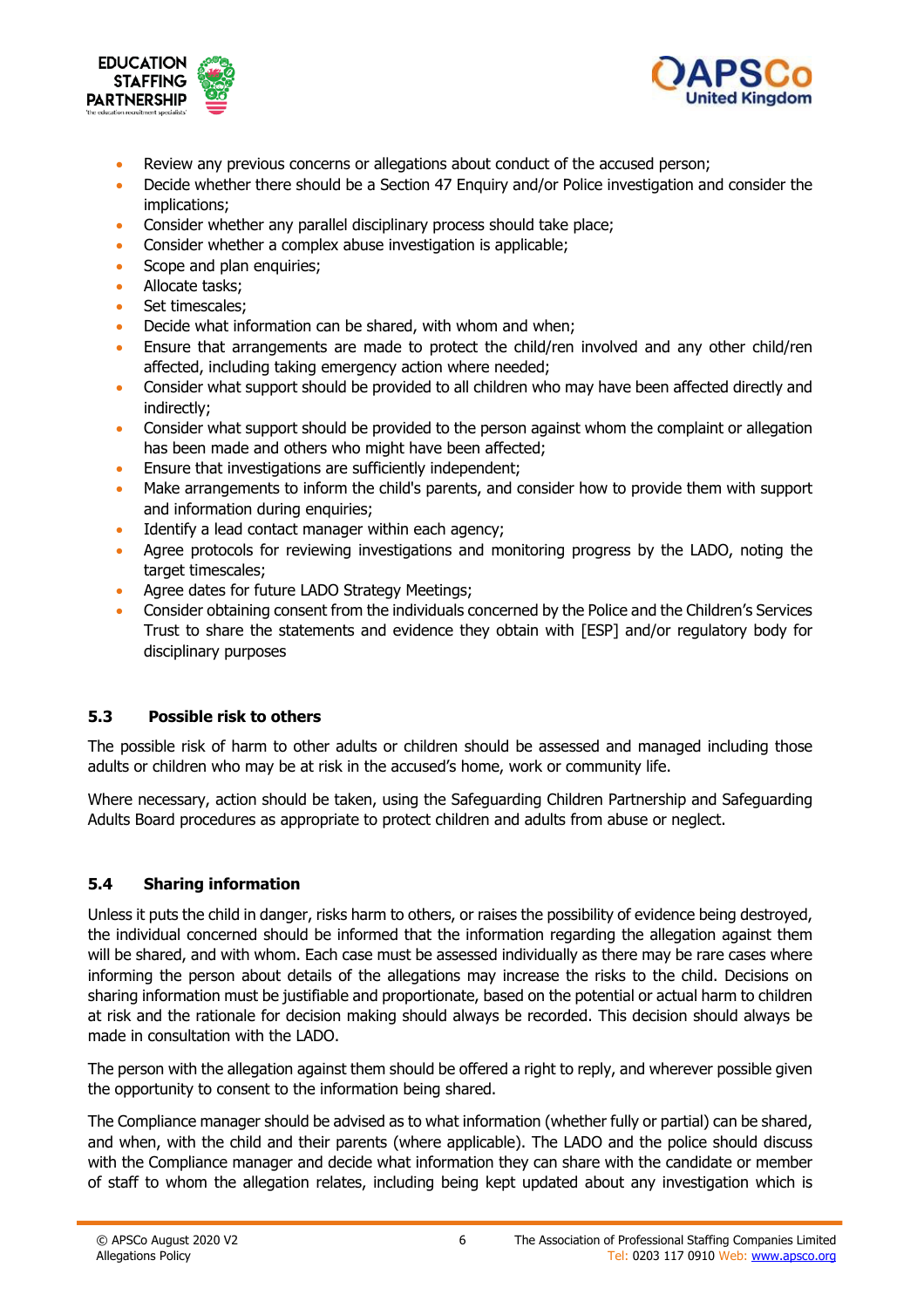- Review any previous concerns or allegations about conduct of the accused person;
- Decide whether there should be a Section 47 Enquiry and/or Police investigation and consider the implications;
- Consider whether any parallel disciplinary process should take place;
- Consider whether a complex abuse investigation is applicable;
- Scope and plan enquiries;
- Allocate tasks;
- Set timescales;
- Decide what information can be shared, with whom and when;
- Ensure that arrangements are made to protect the child/ren involved and any other child/ren affected, including taking emergency action where needed;
- Consider what support should be provided to all children who may have been affected directly and indirectly;
- Consider what support should be provided to the person against whom the complaint or allegation has been made and others who might have been affected;
- Ensure that investigations are sufficiently independent;
- Make arrangements to inform the child's parents, and consider how to provide them with support and information during enquiries;
- Identify a lead contact manager within each agency;
- Agree protocols for reviewing investigations and monitoring progress by the LADO, noting the target timescales;
- Agree dates for future LADO Strategy Meetings;
- Consider obtaining consent from the individuals concerned by the Police and the Children's Services Trust to share the statements and evidence they obtain with [ESP] and/or regulatory body for disciplinary purposes

### 5.3 Possible risk to others

The possible risk of harm to other adults or children should be assessed and managed including those adults or children who may be at risk in the accused's home, work or community life.

Where necessary, action should be taken, using the Safeguarding Children Partnership and Safeguarding Adults Board procedures as appropriate to protect children and adults from abuse or neglect.

### 5.4 Sharing information

Unless it puts the child in danger, risks harm to others, or raises the possibility of evidence being destroyed, the individual concerned should be informed that the information regarding the allegation against them will be shared, and with whom. Each case must be assessed individually as there may be rare cases where informing the person about details of the allegations may increase the risks to the child. Decisions on sharing information must be justifiable and proportionate, based on the potential or actual harm to children at risk and the rationale for decision making should always be recorded. This decision should always be made in consultation with the LADO.

The person with the allegation against them should be offered a right to reply, and wherever possible given the opportunity to consent to the information being shared.

The Compliance manager should be advised as to what information (whether fully or partial) can be shared, and when, with the child and their parents (where applicable). The LADO and the police should discuss with the Compliance manager and decide what information they can share with the candidate or member of staff to whom the allegation relates, including being kept updated about any investigation which is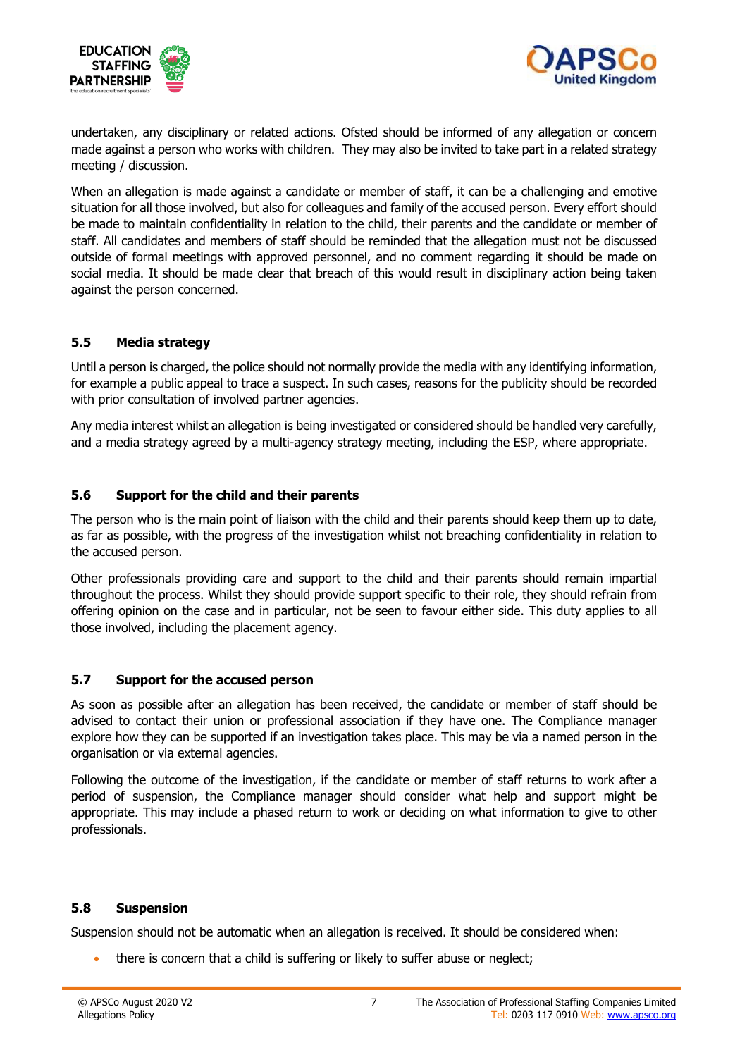undertaken, any disciplinary or related actions. Ofsted should be informed of any allegation or concern made against a person who works with children. They may also be invited to take part in a related strategy meeting / discussion.

When an allegation is made against a candidate or member of staff, it can be a challenging and emotive situation for all those involved, but also for colleagues and family of the accused person. Every effort should be made to maintain confidentiality in relation to the child, their parents and the candidate or member of staff. All candidates and members of staff should be reminded that the allegation must not be discussed outside of formal meetings with approved personnel, and no comment regarding it should be made on social media. It should be made clear that breach of this would result in disciplinary action being taken against the person concerned.

### 5.5 Media strategy

Until a person is charged, the police should not normally provide the media with any identifying information, for example a public appeal to trace a suspect. In such cases, reasons for the publicity should be recorded with prior consultation of involved partner agencies.

Any media interest whilst an allegation is being investigated or considered should be handled very carefully, and a media strategy agreed by a multi-agency strategy meeting, including the ESP, where appropriate.

### 5.6 Support for the child and their parents

The person who is the main point of liaison with the child and their parents should keep them up to date, as far as possible, with the progress of the investigation whilst not breaching confidentiality in relation to the accused person.

Other professionals providing care and support to the child and their parents should remain impartial throughout the process. Whilst they should provide support specific to their role, they should refrain from offering opinion on the case and in particular, not be seen to favour either side. This duty applies to all those involved, including the placement agency.

### 5.7 Support for the accused person

As soon as possible after an allegation has been received, the candidate or member of staff should be advised to contact their union or professional association if they have one. The Compliance manager explore how they can be supported if an investigation takes place. This may be via a named person in the organisation or via external agencies.

Following the outcome of the investigation, if the candidate or member of staff returns to work after a period of suspension, the Compliance manager should consider what help and support might be appropriate. This may include a phased return to work or deciding on what information to give to other professionals.

### 5.8 Suspension

Suspension should not be automatic when an allegation is received. It should be considered when:

- there is concern that a child is suffering or likely to suffer abuse or neglect;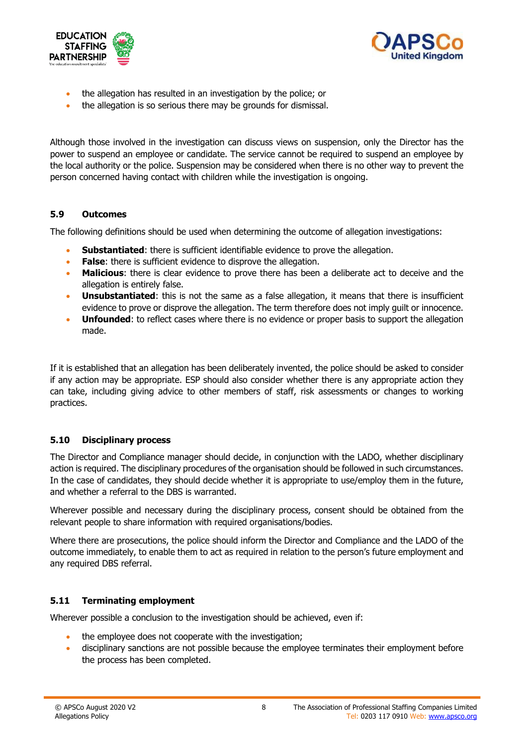- the allegation has resulted in an investigation by the police; or
- the allegation is so serious there may be grounds for dismissal.

Although those involved in the investigation can discuss views on suspension, only the Director has the power to suspend an employee or candidate. The service cannot be required to suspend an employee by the local authority or the police. Suspension may be considered when there is no other way to prevent the person concerned having contact with children while the investigation is ongoing.

### 5.9 Outcomes

The following definitions should be used when determining the outcome of allegation investigations:

- **Substantiated**: there is sufficient identifiable evidence to prove the allegation.
- **False**: there is sufficient evidence to disprove the allegation.
- **Malicious**: there is clear evidence to prove there has been a deliberate act to deceive and the allegation is entirely false.
- **Unsubstantiated**: this is not the same as a false allegation, it means that there is insufficient evidence to prove or disprove the allegation. The term therefore does not imply guilt or innocence.
- **Unfounded**: to reflect cases where there is no evidence or proper basis to support the allegation made.

If it is established that an allegation has been deliberately invented, the police should be asked to consider if any action may be appropriate. ESP should also consider whether there is any appropriate action they can take, including giving advice to other members of staff, risk assessments or changes to working practices.

### 5.10 Disciplinary process

The Director and Compliance manager should decide, in conjunction with the LADO, whether disciplinary action is required. The disciplinary procedures of the organisation should be followed in such circumstances. In the case of candidates, they should decide whether it is appropriate to use/employ them in the future, and whether a referral to the DBS is warranted.

Wherever possible and necessary during the disciplinary process, consent should be obtained from the relevant people to share information with required organisations/bodies.

Where there are prosecutions, the police should inform the Director and Compliance and the LADO of the outcome immediately, to enable them to act as required in relation to the person's future employment and any required DBS referral.

### 5.11 Terminating employment

Wherever possible a conclusion to the investigation should be achieved, even if:

- the employee does not cooperate with the investigation;
- disciplinary sanctions are not possible because the employee terminates their employment before the process has been completed.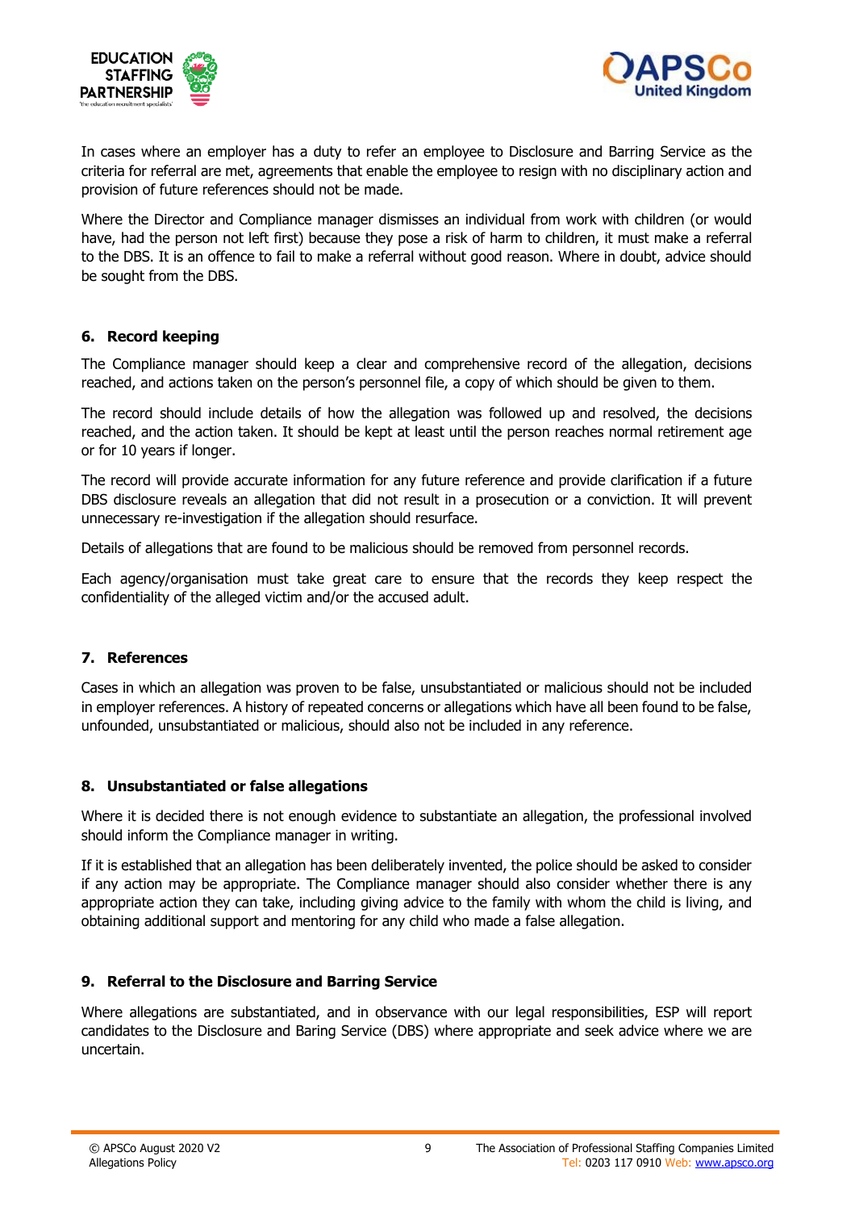In cases where an employer has a duty to refer an employee to Disclosure and Barring Service as the criteria for referral are met, agreements that enable the employee to resign with no disciplinary action and provision of future references should not be made.

Where the Director and Compliance manager dismisses an individual from work with children (or would have, had the person not left first) because they pose a risk of harm to children, it must make a referral to the DBS. It is an offence to fail to make a referral without good reason. Where in doubt, advice should be sought from the DBS.

## 6. Record keeping

The Compliance manager should keep a clear and comprehensive record of the allegation, decisions reached, and actions taken on the person's personnel file, a copy of which should be given to them.

The record should include details of how the allegation was followed up and resolved, the decisions reached, and the action taken. It should be kept at least until the person reaches normal retirement age or for 10 years if longer.

The record will provide accurate information for any future reference and provide clarification if a future DBS disclosure reveals an allegation that did not result in a prosecution or a conviction. It will prevent unnecessary re-investigation if the allegation should resurface.

Details of allegations that are found to be malicious should be removed from personnel records.

Each agency/organisation must take great care to ensure that the records they keep respect the confidentiality of the alleged victim and/or the accused adult.

## 7. References

Cases in which an allegation was proven to be false, unsubstantiated or malicious should not be included in employer references. A history of repeated concerns or allegations which have all been found to be false, unfounded, unsubstantiated or malicious, should also not be included in any reference.

## 8. Unsubstantiated or false allegations

Where it is decided there is not enough evidence to substantiate an allegation, the professional involved should inform the Compliance manager in writing.

If it is established that an allegation has been deliberately invented, the police should be asked to consider if any action may be appropriate. The Compliance manager should also consider whether there is any appropriate action they can take, including giving advice to the family with whom the child is living, and obtaining additional support and mentoring for any child who made a false allegation.

## 9. Referral to the Disclosure and Barring Service

Where allegations are substantiated, and in observance with our legal responsibilities, ESP will report candidates to the Disclosure and Baring Service (DBS) where appropriate and seek advice where we are uncertain.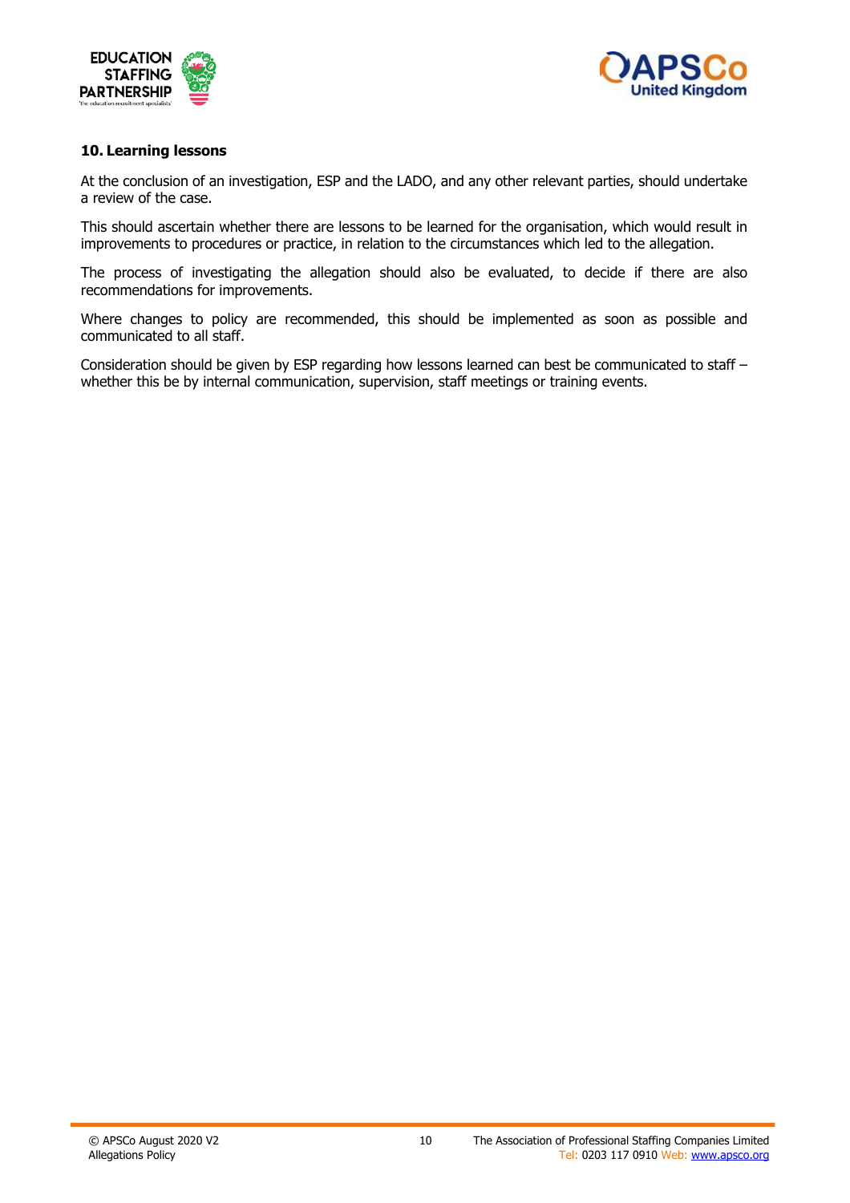## 10. Learning lessons

At the conclusion of an investigation, ESP and the LADO, and any other relevant parties, should undertake a review of the case.

This should ascertain whether there are lessons to be learned for the organisation, which would result in improvements to procedures or practice, in relation to the circumstances which led to the allegation.

The process of investigating the allegation should also be evaluated, to decide if there are also recommendations for improvements.

Where changes to policy are recommended, this should be implemented as soon as possible and communicated to all staff.

Consideration should be given by ESP regarding how lessons learned can best be communicated to staff – whether this be by internal communication, supervision, staff meetings or training events.